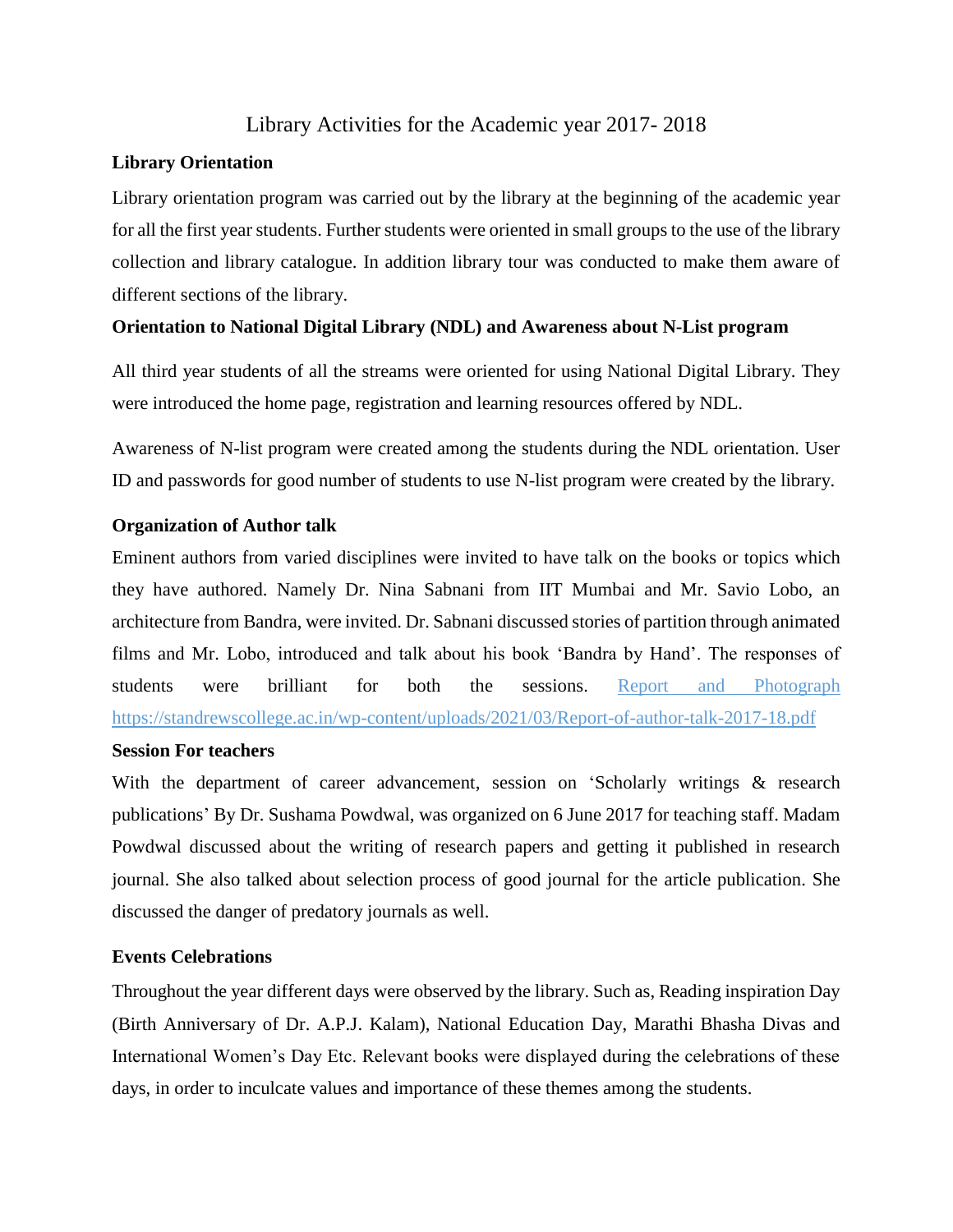# Library Activities for the Academic year 2017- 2018

**Library Orientation**

Library orientation program was carried out by the library at the beginning of the academic year for all the first year students. Further students were oriented in small groups to the use of the library collection and library catalogue. In addition library tour was conducted to make them aware of different sections of the library.

**Orientation to National Digital Library (NDL) and Awareness about N-List program**

All third year students of all the streams were oriented for using National Digital Library. They were introduced the home page, registration and learning resources offered by NDL.

Awareness of N-list program were created among the students during the NDL orientation. User ID and passwords for good number of students to use N-list program were created by the library.

**Organization of Author talk**

Eminent authors from varied disciplines were invited to have talk on the books or topics which they have authored. Namely Dr. Nina Sabnani from IIT Mumbai and Mr. Savio Lobo, an architecture from Bandra, were invited. Dr. Sabnani discussed stories of partition through animated films and Mr. Lobo, introduced and talk about his book 'Bandra by Hand'. The responses of students were brilliant for both the sessions. [Report and Photograph https://standrewscollege.ac.in/wp-content/uploads/2021/03/Report-of-author-talk-2017-18.pdf](https://standrewscollege.ac.in/wp-content/uploads/2021/03/Report-of-author-talk-2017-18.pdf)

**Session For teachers**

With the department of career advancement, session on 'Scholarly writings & research publications' By Dr. Sushama Powdwal, was organized on 6 June 2017 for teaching staff. Madam Powdwal discussed about the writing of research papers and getting it published in research journal. She also talked about selection process of good journal for the article publication. She discussed the danger of predatory journals as well.

**Events Celebrations**

Throughout the year different days were observed by the library. Such as, Reading inspiration Day (Birth Anniversary of Dr. A.P.J. Kalam), National Education Day, Marathi Bhasha Divas and International Women's Day Etc. Relevant books were displayed during the celebrations of these days, in order to inculcate values and importance of these themes among the students.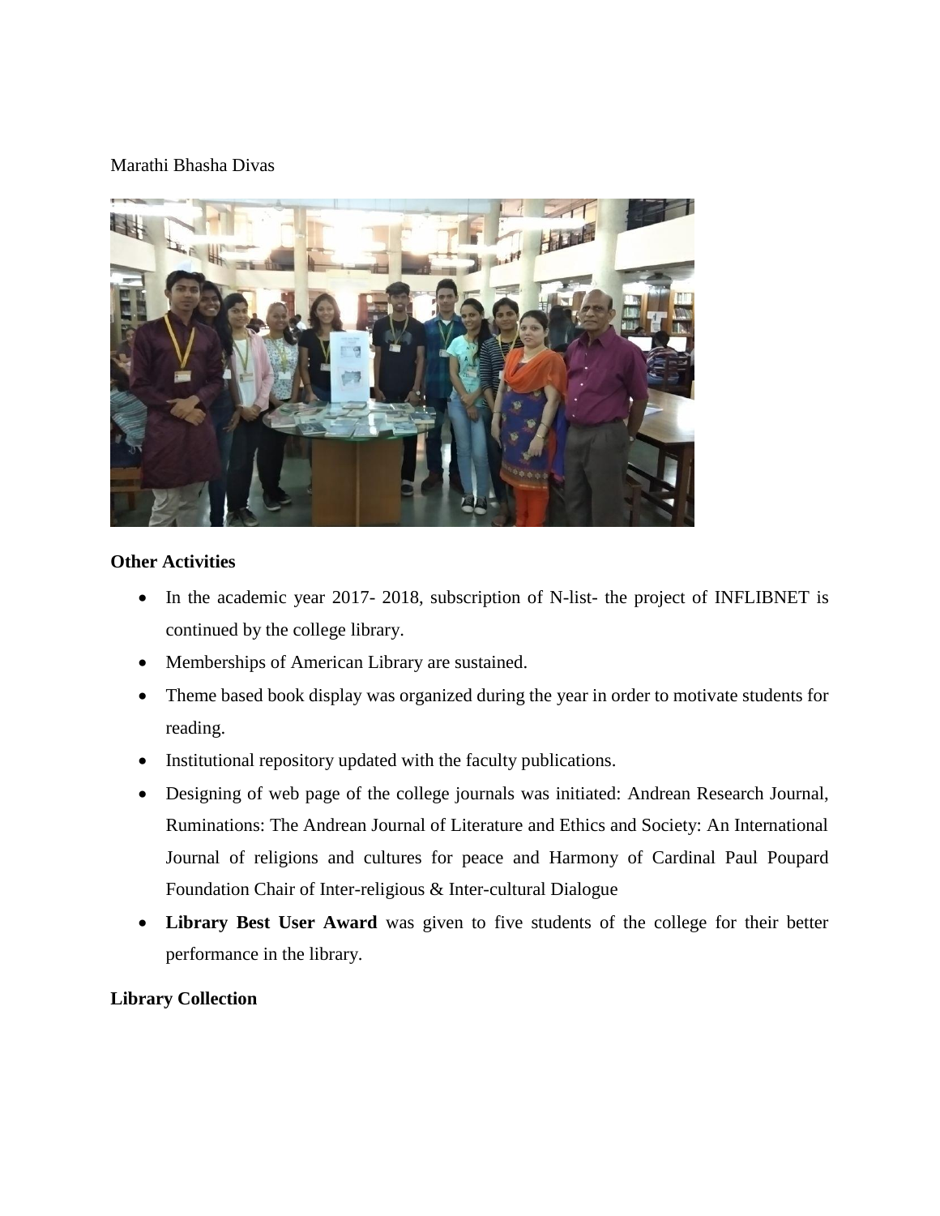Marathi Bhasha Divas

**Other Activities**

- In the academic year 2017- 2018, subscription of N-list- the project of INFLIBNET is continued by the college library.
- Memberships of American Library are sustained.
- Theme based book display was organized during the year in order to motivate students for reading.
- Institutional repository updated with the faculty publications.
- Designing of web page of the college journals was initiated: Andrean Research Journal, Ruminations: The Andrean Journal of Literature and Ethics and Society: An International Journal of religions and cultures for peace and Harmony of Cardinal Paul Poupard Foundation Chair of Inter-religious & Inter-cultural Dialogue
- **Library Best User Award** was given to five students of the college for their better performance in the library.

**Library Collection**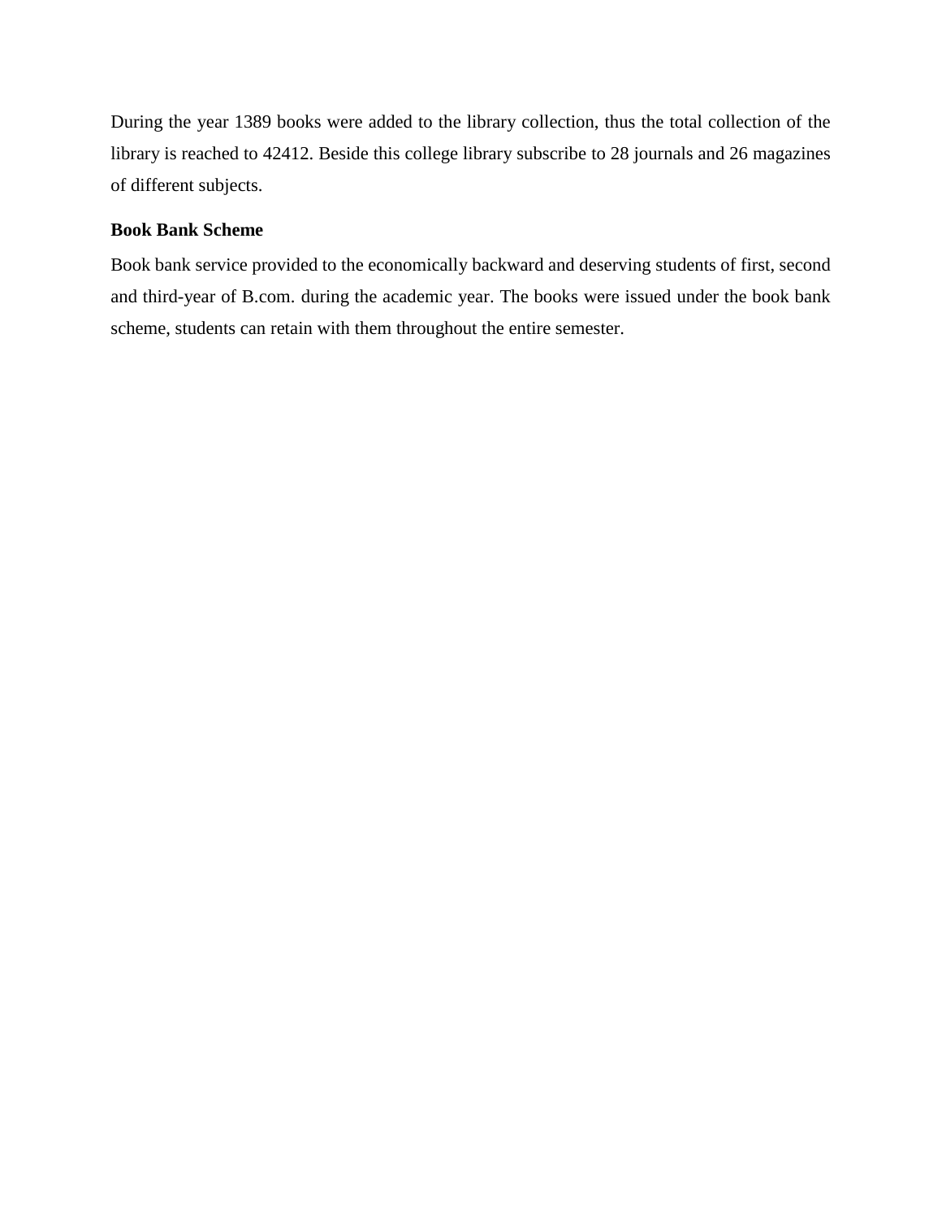During the year 1389 books were added to the library collection, thus the total collection of the library is reached to 42412. Beside this college library subscribe to 28 journals and 26 magazines of different subjects.

**Book Bank Scheme**

Book bank service provided to the economically backward and deserving students of first, second and third-year of B.com. during the academic year. The books were issued under the book bank scheme, students can retain with them throughout the entire semester.